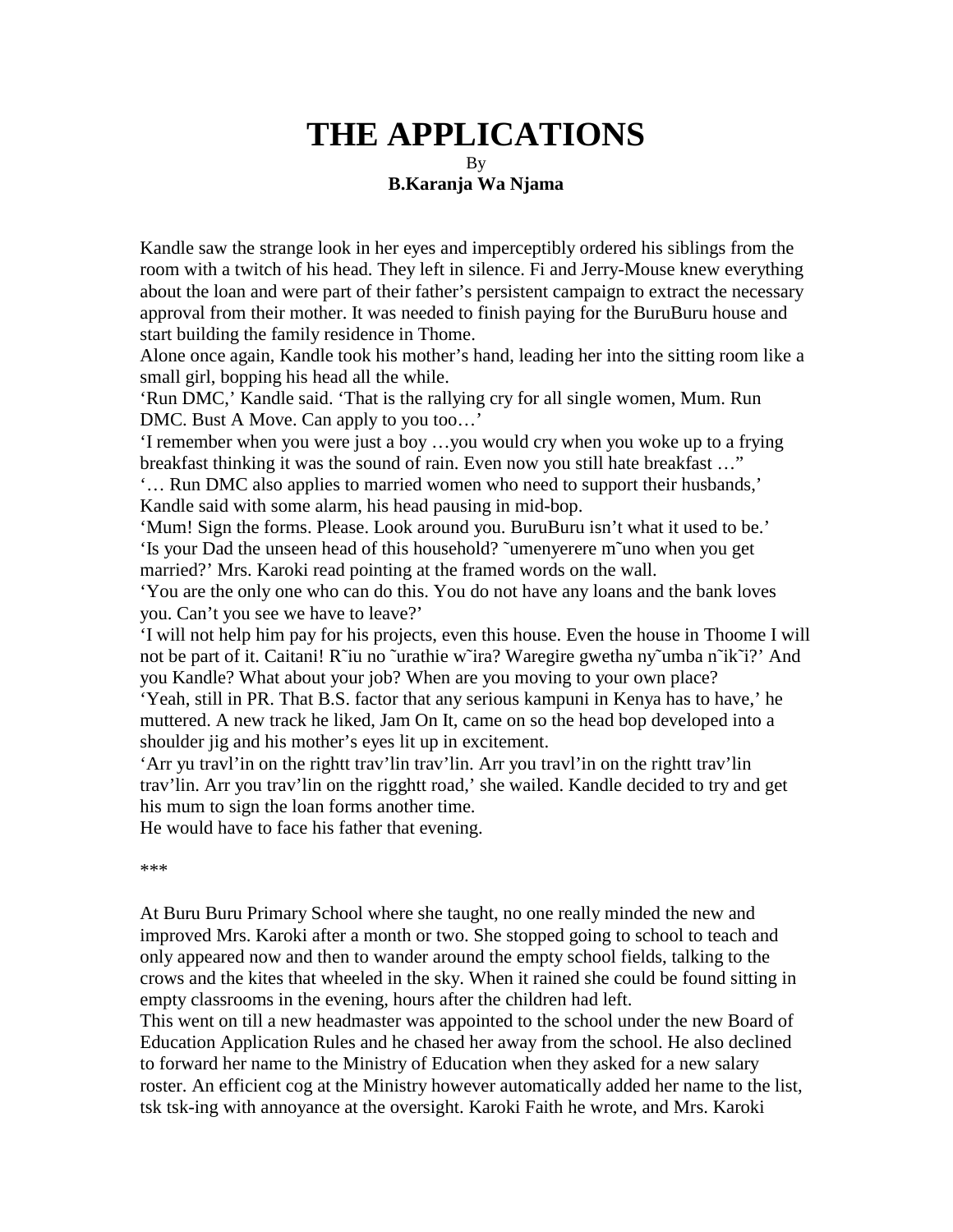# THE APPLICATIONS

By

**B.Karanja Wa Njama**

Kandle saw the strange look in her eyes and imperceptibly ordered his siblings from the room with a twitch of his head. They left in silence. Fi and Jerry-Mouse knew everything about the loan and were part of their father's persistent campaign to extract the necessary approval from their mother. It was needed to finish paying for the BuruBuru house and start building the family residence in Thome.

Alone once again, Kandle took his mother's hand, leading her into the sitting room like a small girl, bopping his head all the while.

'Run DMC,' Kandle said. 'That is the rallying cry for all single women, Mum. Run DMC. Bust A Move. Can apply to you too…'

'I remember when you were just a boy …you would cry when you woke up to a frying breakfast thinking it was the sound of rain. Even now you still hate breakfast …"

'… Run DMC also applies to married women who need to support their husbands,' Kandle said with some alarm, his head pausing in mid-bop.

'Mum! Sign the forms. Please. Look around you. BuruBuru isn't what it used to be.'

'Is your Dad the unseen head of this household? ˜umenyerere m˜uno when you get married?' Mrs. Karoki read pointing at the framed words on the wall.

'You are the only one who can do this. You do not have any loans and the bank loves you. Can't you see we have to leave?'

'I will not help him pay for his projects, even this house. Even the house in Thoome I will not be part of it. Caitani! R˜iu no ˜urathie w˜ira? Waregire gwetha ny˜umba n˜ik˜i?' And you Kandle? What about your job? When are you moving to your own place?

'Yeah, still in PR. That B.S. factor that any serious kampuni in Kenya has to have,' he muttered. A new track he liked, Jam On It, came on so the head bop developed into a shoulder jig and his mother's eyes lit up in excitement.

'Arr yu travl'in on the rightt trav'lin trav'lin. Arr you travl'in on the rightt trav'lin trav'lin. Arr you trav'lin on the rigghtt road,' she wailed. Kandle decided to try and get his mum to sign the loan forms another time.

He would have to face his father that evening.

***

At Buru Buru Primary School where she taught, no one really minded the new and improved Mrs. Karoki after a month or two. She stopped going to school to teach and only appeared now and then to wander around the empty school fields, talking to the crows and the kites that wheeled in the sky. When it rained she could be found sitting in empty classrooms in the evening, hours after the children had left.

This went on till a new headmaster was appointed to the school under the new Board of Education Application Rules and he chased her away from the school. He also declined to forward her name to the Ministry of Education when they asked for a new salary roster. An efficient cog at the Ministry however automatically added her name to the list, tsk tsk-ing with annoyance at the oversight. Karoki Faith he wrote, and Mrs. Karoki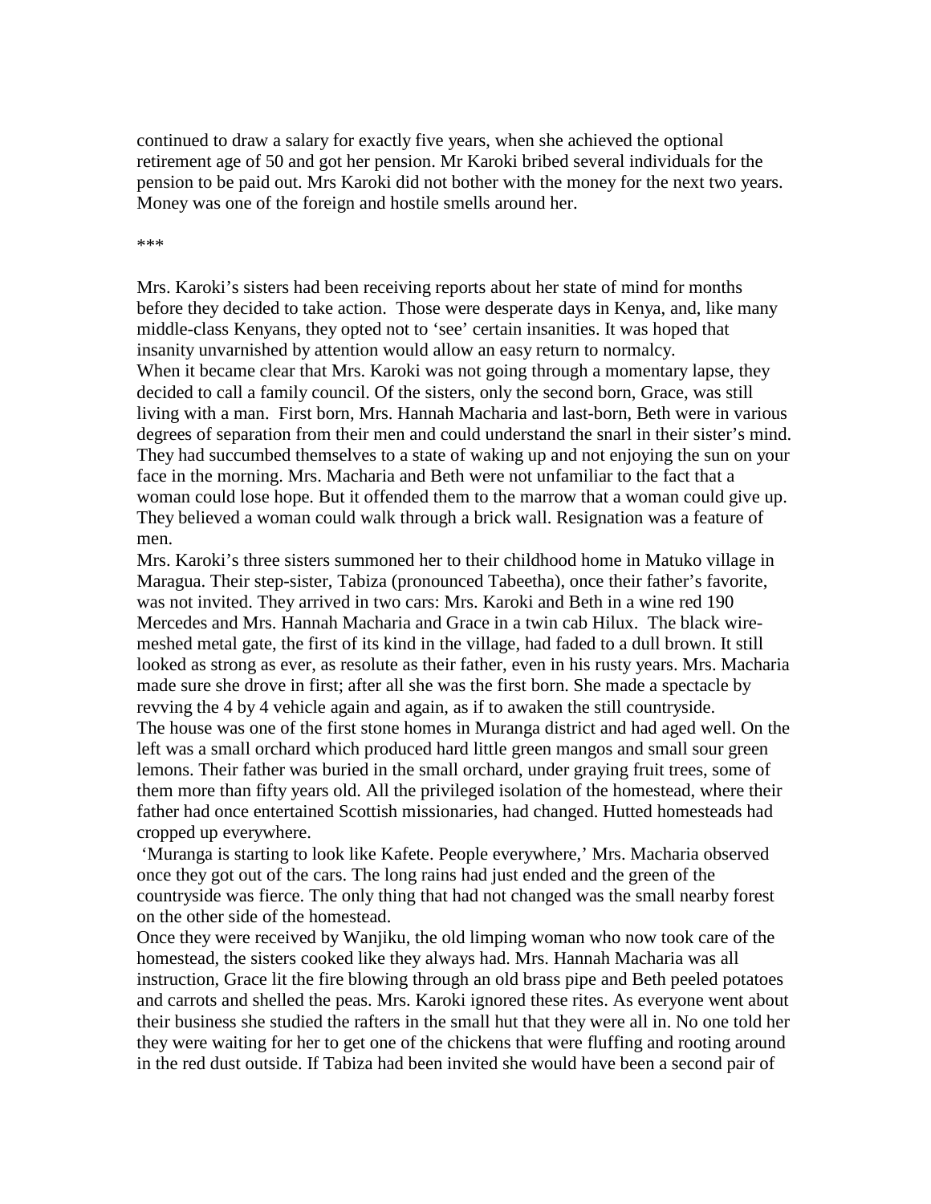continued to draw a salary for exactly five years, when she achieved the optional retirement age of 50 and got her pension. Mr Karoki bribed several individuals for the pension to be paid out. Mrs Karoki did not bother with the money for the next two years. Money was one of the foreign and hostile smells around her.

***

Mrs. Karoki's sisters had been receiving reports about her state of mind for months before they decided to take action. Those were desperate days in Kenya, and, like many middle-class Kenyans, they opted not to 'see' certain insanities. It was hoped that insanity unvarnished by attention would allow an easy return to normalcy.

When it became clear that Mrs. Karoki was not going through a momentary lapse, they decided to call a family council. Of the sisters, only the second born, Grace, was still living with a man. First born, Mrs. Hannah Macharia and last-born, Beth were in various degrees of separation from their men and could understand the snarl in their sister's mind. They had succumbed themselves to a state of waking up and not enjoying the sun on your face in the morning. Mrs. Macharia and Beth were not unfamiliar to the fact that a woman could lose hope. But it offended them to the marrow that a woman could give up. They believed a woman could walk through a brick wall. Resignation was a feature of men.

Mrs. Karoki's three sisters summoned her to their childhood home in Matuko village in Maragua. Their step-sister, Tabiza (pronounced Tabeetha), once their father's favorite, was not invited. They arrived in two cars: Mrs. Karoki and Beth in a wine red 190 Mercedes and Mrs. Hannah Macharia and Grace in a twin cab Hilux. The black wire-meshed metal gate, the first of its kind in the village, had faded to a dull brown. It still looked as strong as ever, as resolute as their father, even in his rusty years. Mrs. Macharia made sure she drove in first; after all she was the first born. She made a spectacle by revving the 4 by 4 vehicle again and again, as if to awaken the still countryside.

The house was one of the first stone homes in Muranga district and had aged well. On the left was a small orchard which produced hard little green mangos and small sour green lemons. Their father was buried in the small orchard, under graying fruit trees, some of them more than fifty years old. All the privileged isolation of the homestead, where their father had once entertained Scottish missionaries, had changed. Hutted homesteads had cropped up everywhere.

'Muranga is starting to look like Kafete. People everywhere,' Mrs. Macharia observed once they got out of the cars. The long rains had just ended and the green of the countryside was fierce. The only thing that had not changed was the small nearby forest on the other side of the homestead.

Once they were received by Wanjiku, the old limping woman who now took care of the homestead, the sisters cooked like they always had. Mrs. Hannah Macharia was all instruction, Grace lit the fire blowing through an old brass pipe and Beth peeled potatoes and carrots and shelled the peas. Mrs. Karoki ignored these rites. As everyone went about their business she studied the rafters in the small hut that they were all in. No one told her they were waiting for her to get one of the chickens that were fluffing and rooting around in the red dust outside. If Tabiza had been invited she would have been a second pair of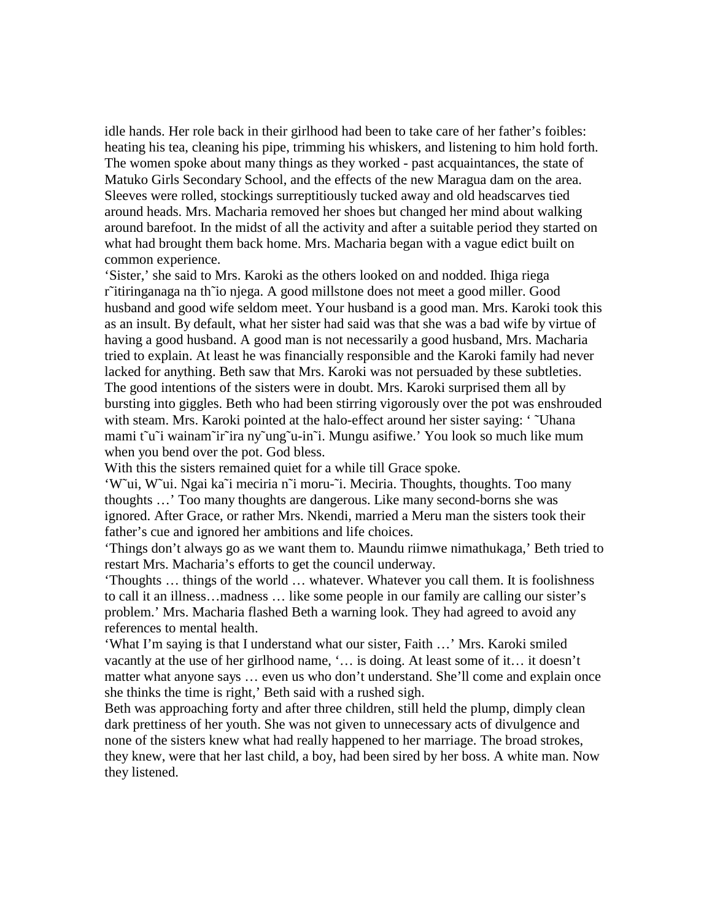idle hands. Her role back in their girlhood had been to take care of her father's foibles: heating his tea, cleaning his pipe, trimming his whiskers, and listening to him hold forth. The women spoke about many things as they worked - past acquaintances, the state of Matuko Girls Secondary School, and the effects of the new Maragua dam on the area. Sleeves were rolled, stockings surreptitiously tucked away and old headscarves tied around heads. Mrs. Macharia removed her shoes but changed her mind about walking around barefoot. In the midst of all the activity and after a suitable period they started on what had brought them back home. Mrs. Macharia began with a vague edict built on common experience.

'Sister,' she said to Mrs. Karoki as the others looked on and nodded. Ihiga riega r˜itiringanaga na th˜io njega. A good millstone does not meet a good miller. Good husband and good wife seldom meet. Your husband is a good man. Mrs. Karoki took this as an insult. By default, what her sister had said was that she was a bad wife by virtue of having a good husband. A good man is not necessarily a good husband, Mrs. Macharia tried to explain. At least he was financially responsible and the Karoki family had never lacked for anything. Beth saw that Mrs. Karoki was not persuaded by these subtleties. The good intentions of the sisters were in doubt. Mrs. Karoki surprised them all by bursting into giggles. Beth who had been stirring vigorously over the pot was enshrouded with steam. Mrs. Karoki pointed at the halo-effect around her sister saying: ' ˜Uhana mami t˜u˜i wainam˜ir˜ira ny˜ung˜u-in˜i. Mungu asifiwe.' You look so much like mum when you bend over the pot. God bless.

With this the sisters remained quiet for a while till Grace spoke.

'W˜ui, W˜ui. Ngai ka˜i meciria n˜i moru-˜i. Meciria. Thoughts, thoughts. Too many thoughts …' Too many thoughts are dangerous. Like many second-borns she was ignored. After Grace, or rather Mrs. Nkendi, married a Meru man the sisters took their father's cue and ignored her ambitions and life choices.

'Things don't always go as we want them to. Maundu riimwe nimathukaga,' Beth tried to restart Mrs. Macharia's efforts to get the council underway.

'Thoughts … things of the world … whatever. Whatever you call them. It is foolishness to call it an illness…madness … like some people in our family are calling our sister's problem.' Mrs. Macharia flashed Beth a warning look. They had agreed to avoid any references to mental health.

'What I'm saying is that I understand what our sister, Faith …' Mrs. Karoki smiled vacantly at the use of her girlhood name, '… is doing. At least some of it… it doesn't matter what anyone says … even us who don't understand. She'll come and explain once she thinks the time is right,' Beth said with a rushed sigh.

Beth was approaching forty and after three children, still held the plump, dimply clean dark prettiness of her youth. She was not given to unnecessary acts of divulgence and none of the sisters knew what had really happened to her marriage. The broad strokes, they knew, were that her last child, a boy, had been sired by her boss. A white man. Now they listened.